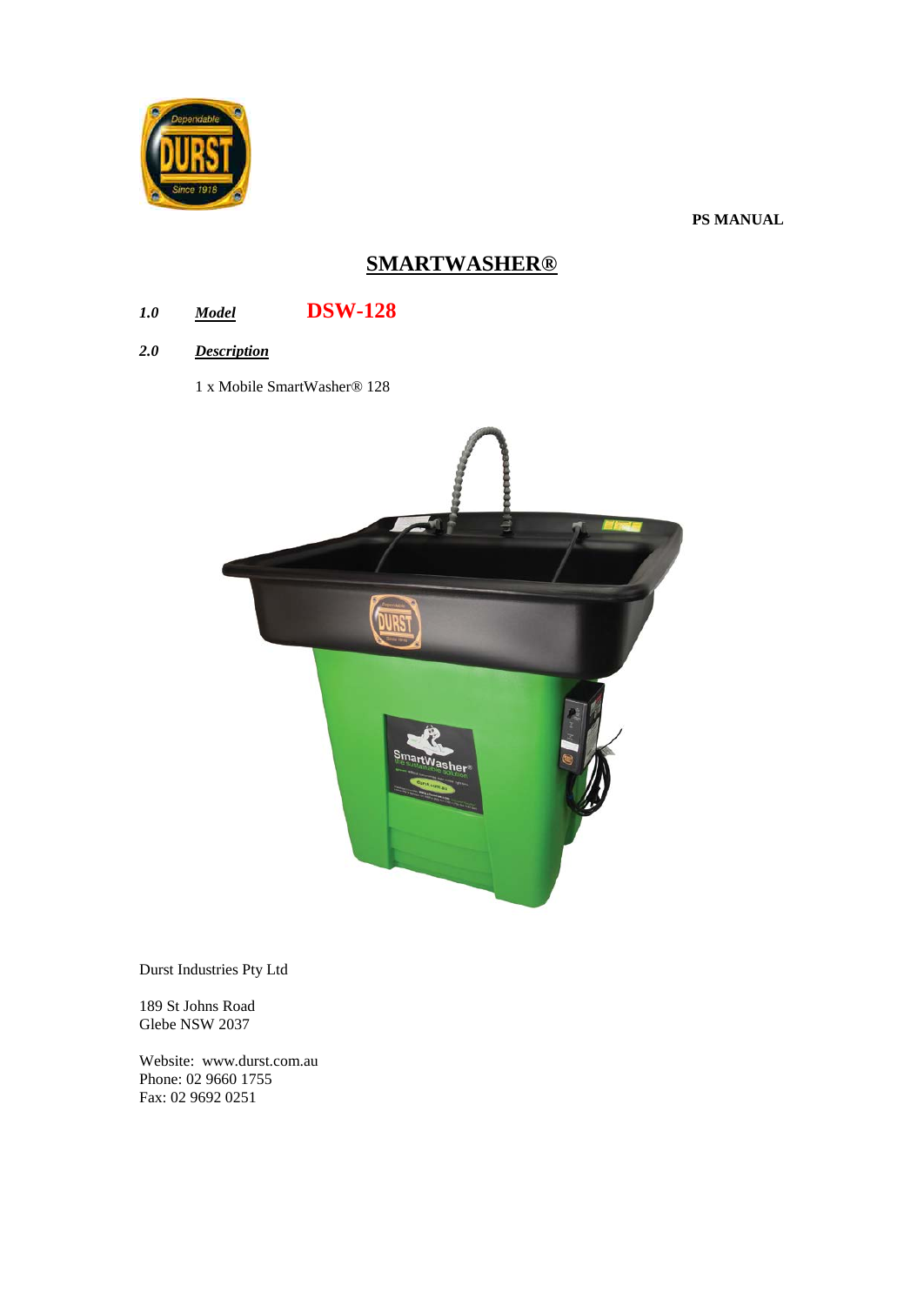**PS MANUAL**

# SMARTWASHER®

***1.0*** ***Model*** **DSW-128**

***2.0*** ***Description***

1 x Mobile SmartWasher® 128

Durst Industries Pty Ltd

189 St Johns Road
Glebe NSW 2037

Website: www.durst.com.au
Phone: 02 9660 1755
Fax: 02 9692 0251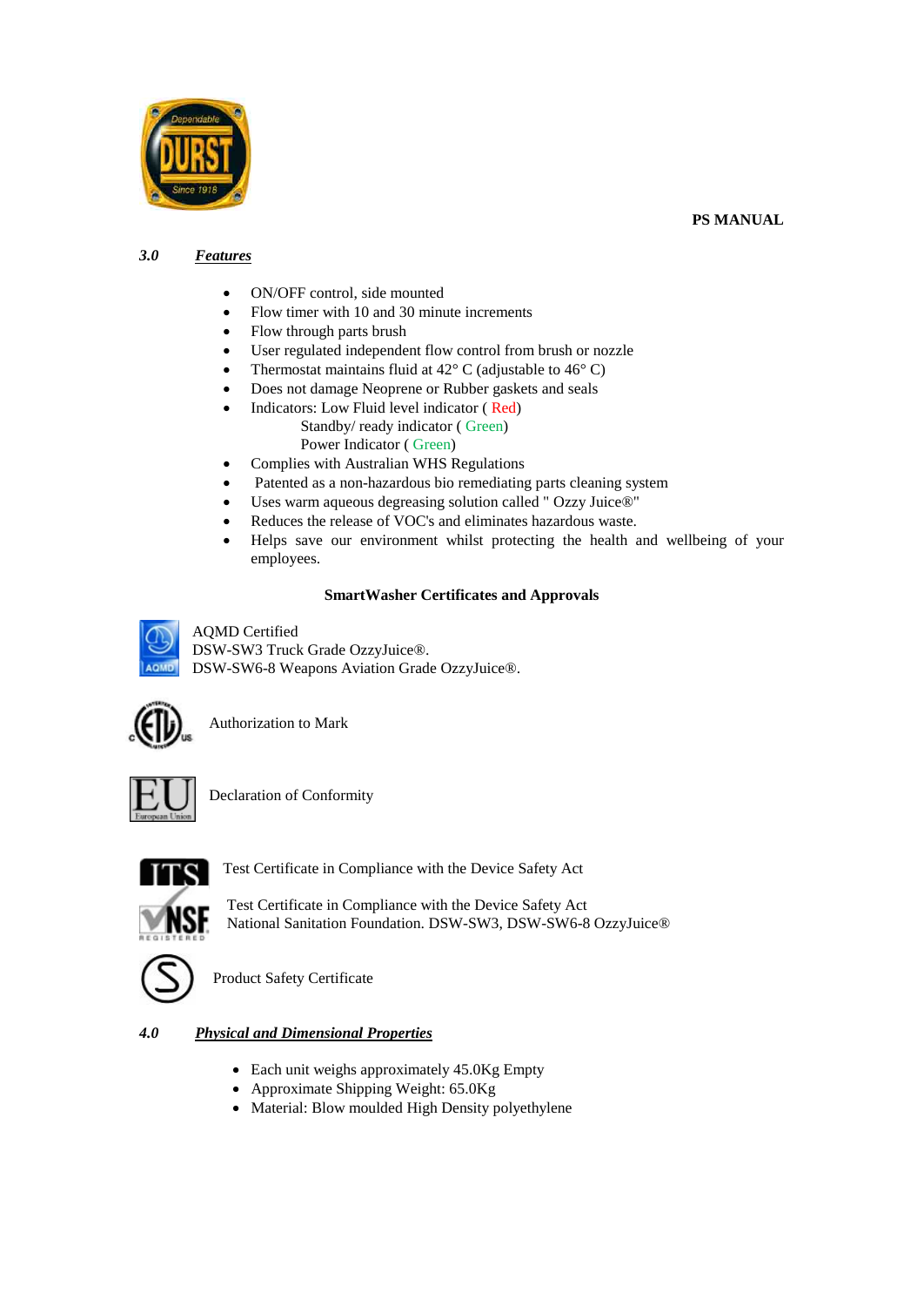**PS MANUAL**

## *3.0 Features*

- ON/OFF control, side mounted
- Flow timer with 10 and 30 minute increments
- Flow through parts brush
- User regulated independent flow control from brush or nozzle
- Thermostat maintains fluid at 42° C (adjustable to 46° C)
- Does not damage Neoprene or Rubber gaskets and seals
- Indicators: Low Fluid level indicator ( Red)
  Standby/ ready indicator ( Green)
  Power Indicator ( Green)
- Complies with Australian WHS Regulations
- Patented as a non-hazardous bio remediating parts cleaning system
- Uses warm aqueous degreasing solution called " Ozzy Juice®"
- Reduces the release of VOC's and eliminates hazardous waste.
- Helps save our environment whilst protecting the health and wellbeing of your employees.

**SmartWasher Certificates and Approvals**

AQMD Certified
DSW-SW3 Truck Grade OzzyJuice®.
DSW-SW6-8 Weapons Aviation Grade OzzyJuice®.

Authorization to Mark

Declaration of Conformity

Test Certificate in Compliance with the Device Safety Act

Test Certificate in Compliance with the Device Safety Act
National Sanitation Foundation. DSW-SW3, DSW-SW6-8 OzzyJuice®

Product Safety Certificate

## *4.0 Physical and Dimensional Properties*

- Each unit weighs approximately 45.0Kg Empty
- Approximate Shipping Weight: 65.0Kg
- Material: Blow moulded High Density polyethylene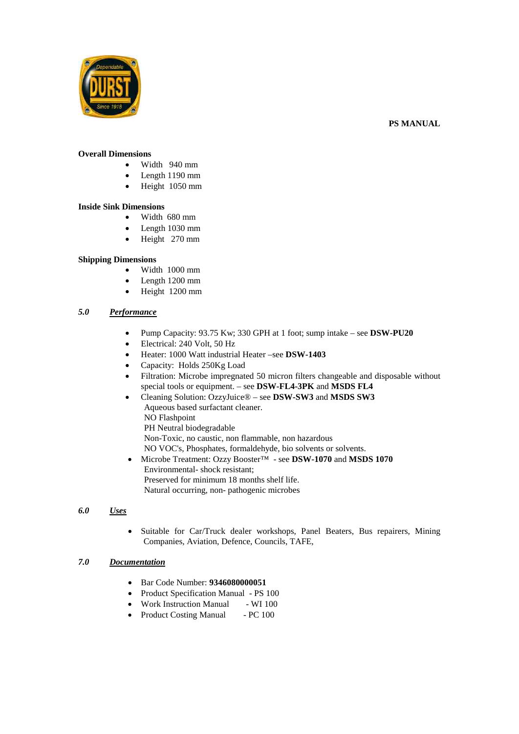**PS MANUAL**

**Overall Dimensions**

- Width 940 mm
- Length 1190 mm
- Height 1050 mm

**Inside Sink Dimensions**

- Width 680 mm
- Length 1030 mm
- Height 270 mm

**Shipping Dimensions**

- Width 1000 mm
- Length 1200 mm
- Height 1200 mm

## *5.0 Performance*

- Pump Capacity: 93.75 Kw; 330 GPH at 1 foot; sump intake – see **DSW-PU20**
- Electrical: 240 Volt, 50 Hz
- Heater: 1000 Watt industrial Heater –see **DSW-1403**
- Capacity: Holds 250Kg Load
- Filtration: Microbe impregnated 50 micron filters changeable and disposable without special tools or equipment. – see **DSW-FL4-3PK** and **MSDS FL4**
- Cleaning Solution: OzzyJuice® – see **DSW-SW3** and **MSDS SW3**
  Aqueous based surfactant cleaner.
  NO Flashpoint
  PH Neutral biodegradable
  Non-Toxic, no caustic, non flammable, non hazardous
  NO VOC's, Phosphates, formaldehyde, bio solvents or solvents.
- Microbe Treatment: Ozzy Booster™ - see **DSW-1070** and **MSDS 1070**
  Environmental- shock resistant;
  Preserved for minimum 18 months shelf life.
  Natural occurring, non- pathogenic microbes

## *6.0 Uses*

- Suitable for Car/Truck dealer workshops, Panel Beaters, Bus repairers, Mining Companies, Aviation, Defence, Councils, TAFE,

## *7.0 Documentation*

- Bar Code Number: **9346080000051**
- Product Specification Manual - PS 100
- Work Instruction Manual - WI 100
- Product Costing Manual - PC 100